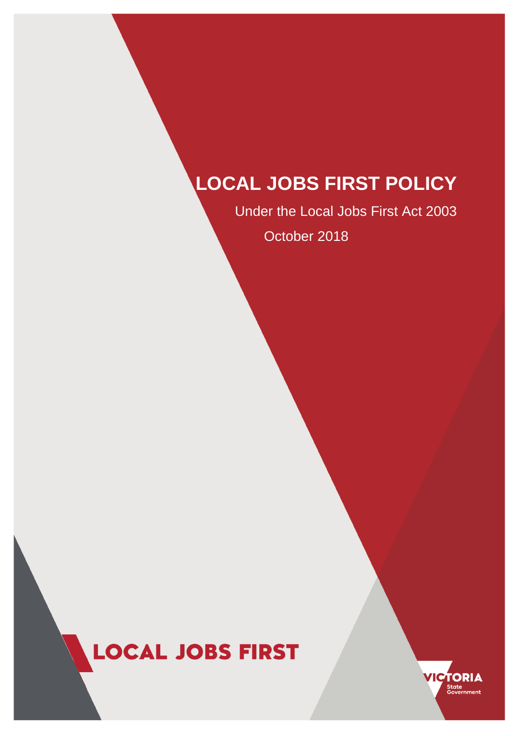# LOCAL JOBS FIRST POLICY

Under the Local Jobs First Act 2003

October 2018

LOCAL JOBS FIRST

VICTORIA State Government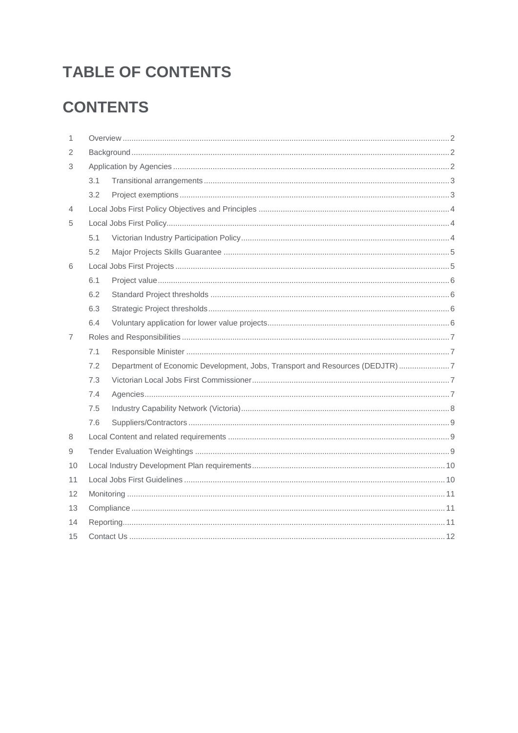# TABLE OF CONTENTS

# CONTENTS

1 Overview ..... 2
2 Background ..... 2
3 Application by Agencies ..... 2
  3.1 Transitional arrangements ..... 3
  3.2 Project exemptions ..... 3
4 Local Jobs First Policy Objectives and Principles ..... 4
5 Local Jobs First Policy ..... 4
  5.1 Victorian Industry Participation Policy ..... 4
  5.2 Major Projects Skills Guarantee ..... 5
6 Local Jobs First Projects ..... 5
  6.1 Project value ..... 6
  6.2 Standard Project thresholds ..... 6
  6.3 Strategic Project thresholds ..... 6
  6.4 Voluntary application for lower value projects ..... 6
7 Roles and Responsibilities ..... 7
  7.1 Responsible Minister ..... 7
  7.2 Department of Economic Development, Jobs, Transport and Resources (DEDJTR) ..... 7
  7.3 Victorian Local Jobs First Commissioner ..... 7
  7.4 Agencies ..... 7
  7.5 Industry Capability Network (Victoria) ..... 8
  7.6 Suppliers/Contractors ..... 9
8 Local Content and related requirements ..... 9
9 Tender Evaluation Weightings ..... 9
10 Local Industry Development Plan requirements ..... 10
11 Local Jobs First Guidelines ..... 10
12 Monitoring ..... 11
13 Compliance ..... 11
14 Reporting ..... 11
15 Contact Us ..... 12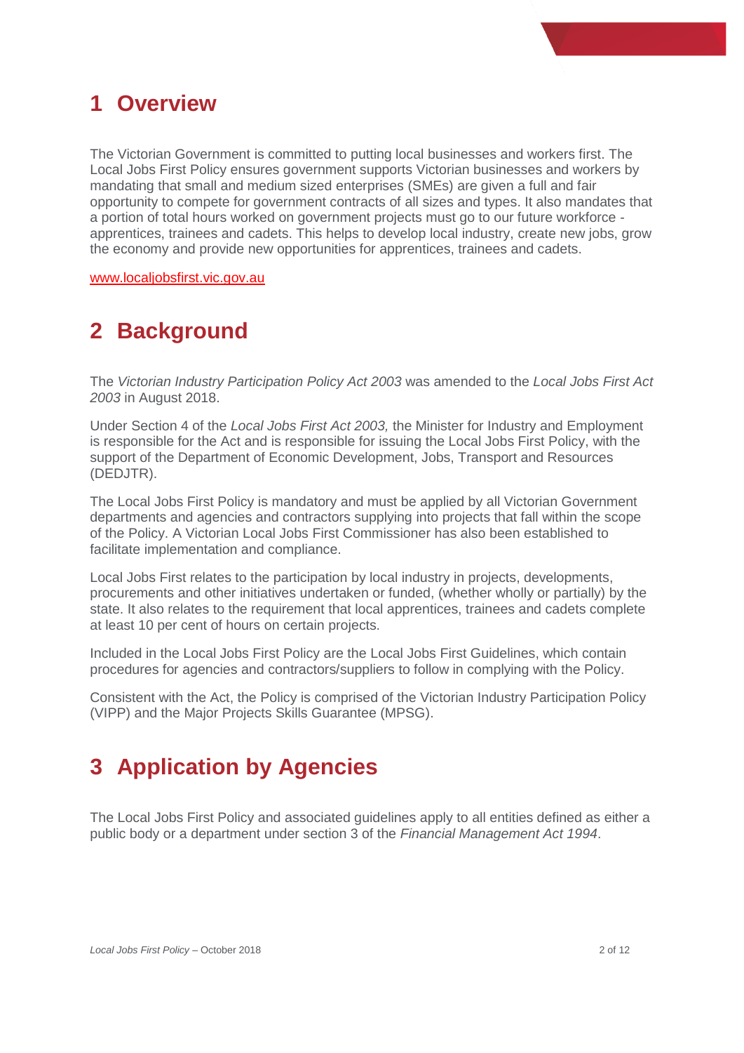# 1 Overview

The Victorian Government is committed to putting local businesses and workers first. The Local Jobs First Policy ensures government supports Victorian businesses and workers by mandating that small and medium sized enterprises (SMEs) are given a full and fair opportunity to compete for government contracts of all sizes and types. It also mandates that a portion of total hours worked on government projects must go to our future workforce - apprentices, trainees and cadets. This helps to develop local industry, create new jobs, grow the economy and provide new opportunities for apprentices, trainees and cadets.

[www.localjobsfirst.vic.gov.au](www.localjobsfirst.vic.gov.au)

# 2 Background

The *Victorian Industry Participation Policy Act 2003* was amended to the *Local Jobs First Act 2003* in August 2018.

Under Section 4 of the *Local Jobs First Act 2003,* the Minister for Industry and Employment is responsible for the Act and is responsible for issuing the Local Jobs First Policy, with the support of the Department of Economic Development, Jobs, Transport and Resources (DEDJTR).

The Local Jobs First Policy is mandatory and must be applied by all Victorian Government departments and agencies and contractors supplying into projects that fall within the scope of the Policy. A Victorian Local Jobs First Commissioner has also been established to facilitate implementation and compliance.

Local Jobs First relates to the participation by local industry in projects, developments, procurements and other initiatives undertaken or funded, (whether wholly or partially) by the state. It also relates to the requirement that local apprentices, trainees and cadets complete at least 10 per cent of hours on certain projects.

Included in the Local Jobs First Policy are the Local Jobs First Guidelines, which contain procedures for agencies and contractors/suppliers to follow in complying with the Policy.

Consistent with the Act, the Policy is comprised of the Victorian Industry Participation Policy (VIPP) and the Major Projects Skills Guarantee (MPSG).

# 3 Application by Agencies

The Local Jobs First Policy and associated guidelines apply to all entities defined as either a public body or a department under section 3 of the *Financial Management Act 1994*.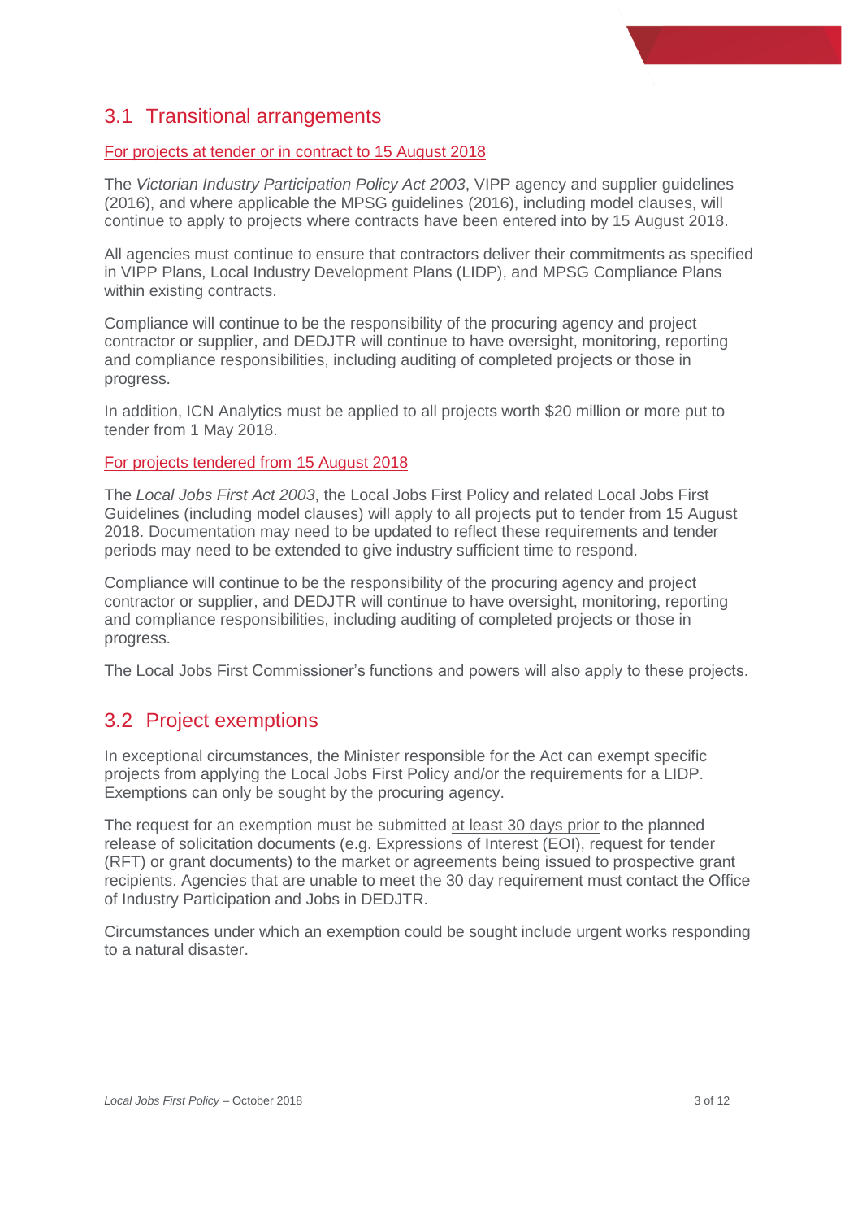## 3.1 Transitional arrangements

For projects at tender or in contract to 15 August 2018

The *Victorian Industry Participation Policy Act 2003*, VIPP agency and supplier guidelines (2016), and where applicable the MPSG guidelines (2016), including model clauses, will continue to apply to projects where contracts have been entered into by 15 August 2018.

All agencies must continue to ensure that contractors deliver their commitments as specified in VIPP Plans, Local Industry Development Plans (LIDP), and MPSG Compliance Plans within existing contracts.

Compliance will continue to be the responsibility of the procuring agency and project contractor or supplier, and DEDJTR will continue to have oversight, monitoring, reporting and compliance responsibilities, including auditing of completed projects or those in progress.

In addition, ICN Analytics must be applied to all projects worth $20 million or more put to tender from 1 May 2018.

For projects tendered from 15 August 2018

The *Local Jobs First Act 2003*, the Local Jobs First Policy and related Local Jobs First Guidelines (including model clauses) will apply to all projects put to tender from 15 August 2018. Documentation may need to be updated to reflect these requirements and tender periods may need to be extended to give industry sufficient time to respond.

Compliance will continue to be the responsibility of the procuring agency and project contractor or supplier, and DEDJTR will continue to have oversight, monitoring, reporting and compliance responsibilities, including auditing of completed projects or those in progress.

The Local Jobs First Commissioner's functions and powers will also apply to these projects.

## 3.2 Project exemptions

In exceptional circumstances, the Minister responsible for the Act can exempt specific projects from applying the Local Jobs First Policy and/or the requirements for a LIDP. Exemptions can only be sought by the procuring agency.

The request for an exemption must be submitted at least 30 days prior to the planned release of solicitation documents (e.g. Expressions of Interest (EOI), request for tender (RFT) or grant documents) to the market or agreements being issued to prospective grant recipients. Agencies that are unable to meet the 30 day requirement must contact the Office of Industry Participation and Jobs in DEDJTR.

Circumstances under which an exemption could be sought include urgent works responding to a natural disaster.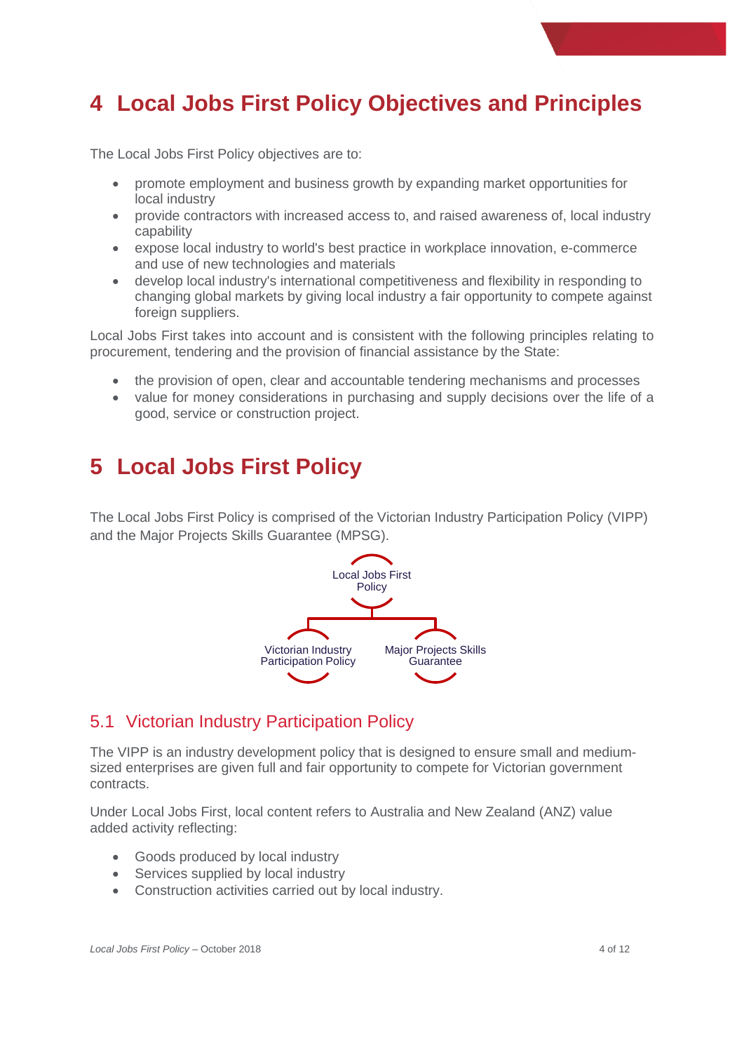# 4 Local Jobs First Policy Objectives and Principles

The Local Jobs First Policy objectives are to:

- promote employment and business growth by expanding market opportunities for local industry
- provide contractors with increased access to, and raised awareness of, local industry capability
- expose local industry to world's best practice in workplace innovation, e-commerce and use of new technologies and materials
- develop local industry's international competitiveness and flexibility in responding to changing global markets by giving local industry a fair opportunity to compete against foreign suppliers.

Local Jobs First takes into account and is consistent with the following principles relating to procurement, tendering and the provision of financial assistance by the State:

- the provision of open, clear and accountable tendering mechanisms and processes
- value for money considerations in purchasing and supply decisions over the life of a good, service or construction project.

# 5 Local Jobs First Policy

The Local Jobs First Policy is comprised of the Victorian Industry Participation Policy (VIPP) and the Major Projects Skills Guarantee (MPSG).

Local Jobs First Policy

Victorian Industry Participation Policy

Major Projects Skills Guarantee

## 5.1 Victorian Industry Participation Policy

The VIPP is an industry development policy that is designed to ensure small and medium-sized enterprises are given full and fair opportunity to compete for Victorian government contracts.

Under Local Jobs First, local content refers to Australia and New Zealand (ANZ) value added activity reflecting:

- Goods produced by local industry
- Services supplied by local industry
- Construction activities carried out by local industry.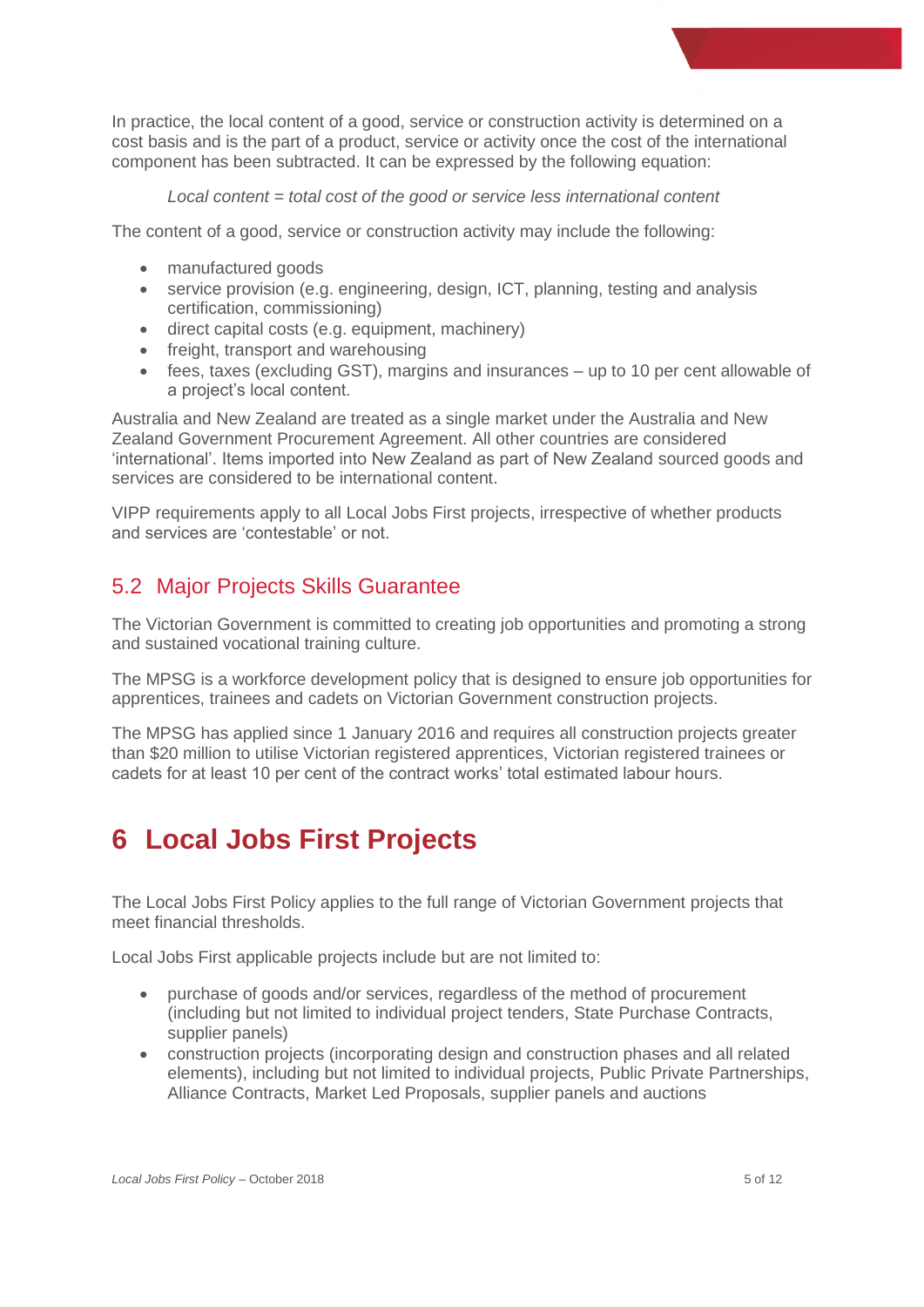In practice, the local content of a good, service or construction activity is determined on a cost basis and is the part of a product, service or activity once the cost of the international component has been subtracted. It can be expressed by the following equation:

*Local content = total cost of the good or service less international content*

The content of a good, service or construction activity may include the following:

- manufactured goods
- service provision (e.g. engineering, design, ICT, planning, testing and analysis certification, commissioning)
- direct capital costs (e.g. equipment, machinery)
- freight, transport and warehousing
- fees, taxes (excluding GST), margins and insurances – up to 10 per cent allowable of a project's local content.

Australia and New Zealand are treated as a single market under the Australia and New Zealand Government Procurement Agreement. All other countries are considered 'international'. Items imported into New Zealand as part of New Zealand sourced goods and services are considered to be international content.

VIPP requirements apply to all Local Jobs First projects, irrespective of whether products and services are 'contestable' or not.

## 5.2 Major Projects Skills Guarantee

The Victorian Government is committed to creating job opportunities and promoting a strong and sustained vocational training culture.

The MPSG is a workforce development policy that is designed to ensure job opportunities for apprentices, trainees and cadets on Victorian Government construction projects.

The MPSG has applied since 1 January 2016 and requires all construction projects greater than $20 million to utilise Victorian registered apprentices, Victorian registered trainees or cadets for at least 10 per cent of the contract works' total estimated labour hours.

# 6 Local Jobs First Projects

The Local Jobs First Policy applies to the full range of Victorian Government projects that meet financial thresholds.

Local Jobs First applicable projects include but are not limited to:

- purchase of goods and/or services, regardless of the method of procurement (including but not limited to individual project tenders, State Purchase Contracts, supplier panels)
- construction projects (incorporating design and construction phases and all related elements), including but not limited to individual projects, Public Private Partnerships, Alliance Contracts, Market Led Proposals, supplier panels and auctions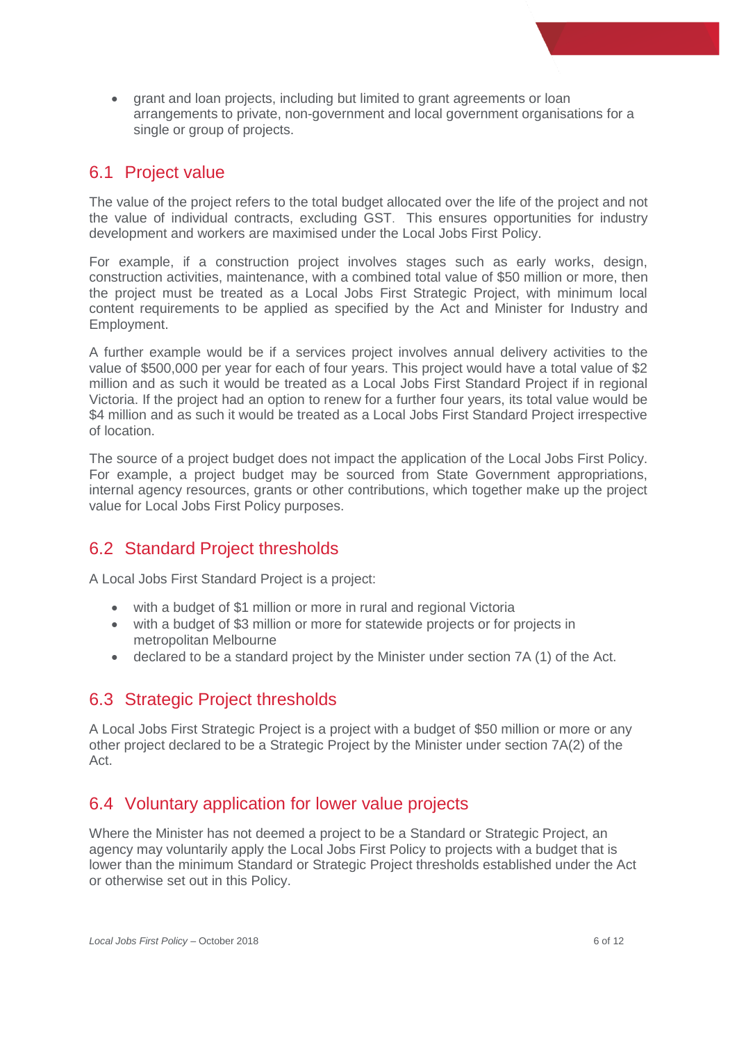- grant and loan projects, including but limited to grant agreements or loan arrangements to private, non-government and local government organisations for a single or group of projects.

## 6.1 Project value

The value of the project refers to the total budget allocated over the life of the project and not the value of individual contracts, excluding GST. This ensures opportunities for industry development and workers are maximised under the Local Jobs First Policy.

For example, if a construction project involves stages such as early works, design, construction activities, maintenance, with a combined total value of $50 million or more, then the project must be treated as a Local Jobs First Strategic Project, with minimum local content requirements to be applied as specified by the Act and Minister for Industry and Employment.

A further example would be if a services project involves annual delivery activities to the value of $500,000 per year for each of four years. This project would have a total value of $2 million and as such it would be treated as a Local Jobs First Standard Project if in regional Victoria. If the project had an option to renew for a further four years, its total value would be $4 million and as such it would be treated as a Local Jobs First Standard Project irrespective of location.

The source of a project budget does not impact the application of the Local Jobs First Policy. For example, a project budget may be sourced from State Government appropriations, internal agency resources, grants or other contributions, which together make up the project value for Local Jobs First Policy purposes.

## 6.2 Standard Project thresholds

A Local Jobs First Standard Project is a project:

- with a budget of $1 million or more in rural and regional Victoria
- with a budget of $3 million or more for statewide projects or for projects in metropolitan Melbourne
- declared to be a standard project by the Minister under section 7A (1) of the Act.

## 6.3 Strategic Project thresholds

A Local Jobs First Strategic Project is a project with a budget of $50 million or more or any other project declared to be a Strategic Project by the Minister under section 7A(2) of the Act.

## 6.4 Voluntary application for lower value projects

Where the Minister has not deemed a project to be a Standard or Strategic Project, an agency may voluntarily apply the Local Jobs First Policy to projects with a budget that is lower than the minimum Standard or Strategic Project thresholds established under the Act or otherwise set out in this Policy.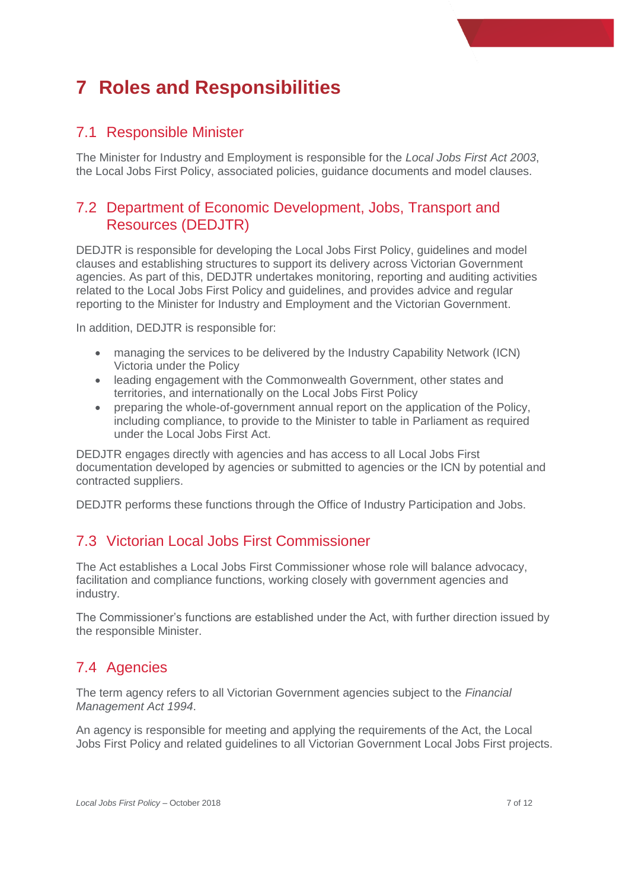# 7 Roles and Responsibilities

## 7.1 Responsible Minister

The Minister for Industry and Employment is responsible for the *Local Jobs First Act 2003*, the Local Jobs First Policy, associated policies, guidance documents and model clauses.

## 7.2 Department of Economic Development, Jobs, Transport and Resources (DEDJTR)

DEDJTR is responsible for developing the Local Jobs First Policy, guidelines and model clauses and establishing structures to support its delivery across Victorian Government agencies. As part of this, DEDJTR undertakes monitoring, reporting and auditing activities related to the Local Jobs First Policy and guidelines, and provides advice and regular reporting to the Minister for Industry and Employment and the Victorian Government.

In addition, DEDJTR is responsible for:

- managing the services to be delivered by the Industry Capability Network (ICN) Victoria under the Policy
- leading engagement with the Commonwealth Government, other states and territories, and internationally on the Local Jobs First Policy
- preparing the whole-of-government annual report on the application of the Policy, including compliance, to provide to the Minister to table in Parliament as required under the Local Jobs First Act.

DEDJTR engages directly with agencies and has access to all Local Jobs First documentation developed by agencies or submitted to agencies or the ICN by potential and contracted suppliers.

DEDJTR performs these functions through the Office of Industry Participation and Jobs.

## 7.3 Victorian Local Jobs First Commissioner

The Act establishes a Local Jobs First Commissioner whose role will balance advocacy, facilitation and compliance functions, working closely with government agencies and industry.

The Commissioner's functions are established under the Act, with further direction issued by the responsible Minister.

## 7.4 Agencies

The term agency refers to all Victorian Government agencies subject to the *Financial Management Act 1994*.

An agency is responsible for meeting and applying the requirements of the Act, the Local Jobs First Policy and related guidelines to all Victorian Government Local Jobs First projects.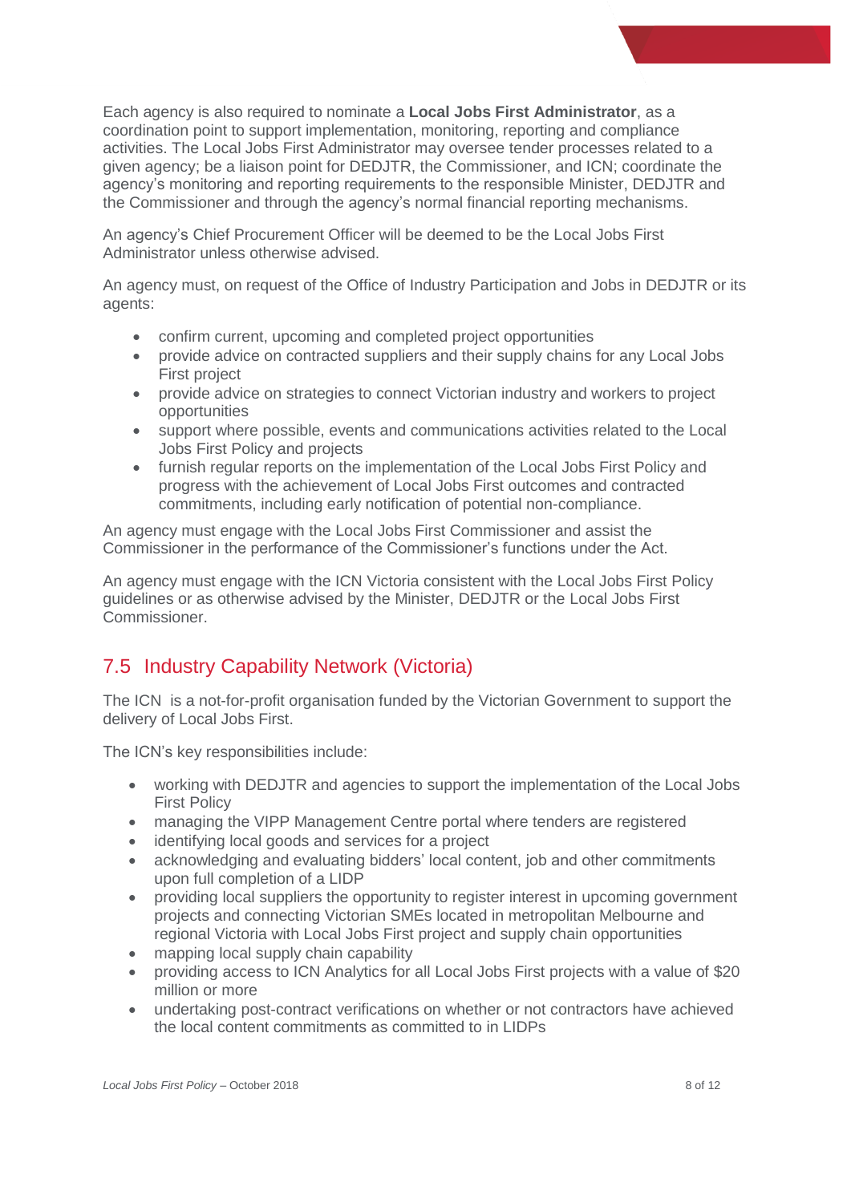Each agency is also required to nominate a **Local Jobs First Administrator**, as a coordination point to support implementation, monitoring, reporting and compliance activities. The Local Jobs First Administrator may oversee tender processes related to a given agency; be a liaison point for DEDJTR, the Commissioner, and ICN; coordinate the agency's monitoring and reporting requirements to the responsible Minister, DEDJTR and the Commissioner and through the agency's normal financial reporting mechanisms.

An agency's Chief Procurement Officer will be deemed to be the Local Jobs First Administrator unless otherwise advised.

An agency must, on request of the Office of Industry Participation and Jobs in DEDJTR or its agents:

- confirm current, upcoming and completed project opportunities
- provide advice on contracted suppliers and their supply chains for any Local Jobs First project
- provide advice on strategies to connect Victorian industry and workers to project opportunities
- support where possible, events and communications activities related to the Local Jobs First Policy and projects
- furnish regular reports on the implementation of the Local Jobs First Policy and progress with the achievement of Local Jobs First outcomes and contracted commitments, including early notification of potential non-compliance.

An agency must engage with the Local Jobs First Commissioner and assist the Commissioner in the performance of the Commissioner's functions under the Act.

An agency must engage with the ICN Victoria consistent with the Local Jobs First Policy guidelines or as otherwise advised by the Minister, DEDJTR or the Local Jobs First Commissioner.

## 7.5 Industry Capability Network (Victoria)

The ICN is a not-for-profit organisation funded by the Victorian Government to support the delivery of Local Jobs First.

The ICN's key responsibilities include:

- working with DEDJTR and agencies to support the implementation of the Local Jobs First Policy
- managing the VIPP Management Centre portal where tenders are registered
- identifying local goods and services for a project
- acknowledging and evaluating bidders' local content, job and other commitments upon full completion of a LIDP
- providing local suppliers the opportunity to register interest in upcoming government projects and connecting Victorian SMEs located in metropolitan Melbourne and regional Victoria with Local Jobs First project and supply chain opportunities
- mapping local supply chain capability
- providing access to ICN Analytics for all Local Jobs First projects with a value of $20 million or more
- undertaking post-contract verifications on whether or not contractors have achieved the local content commitments as committed to in LIDPs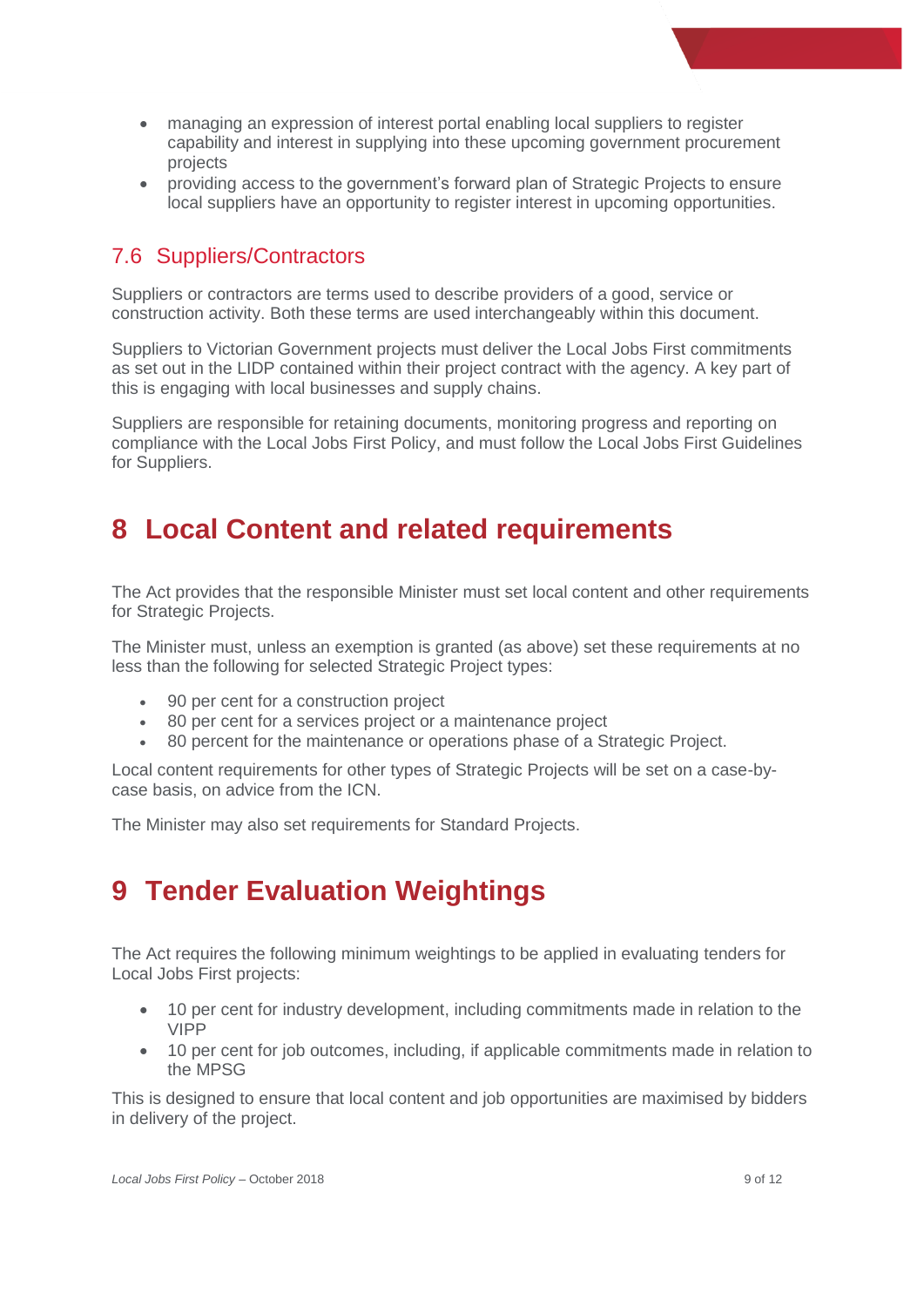- managing an expression of interest portal enabling local suppliers to register capability and interest in supplying into these upcoming government procurement projects
- providing access to the government's forward plan of Strategic Projects to ensure local suppliers have an opportunity to register interest in upcoming opportunities.

## 7.6 Suppliers/Contractors

Suppliers or contractors are terms used to describe providers of a good, service or construction activity. Both these terms are used interchangeably within this document.

Suppliers to Victorian Government projects must deliver the Local Jobs First commitments as set out in the LIDP contained within their project contract with the agency. A key part of this is engaging with local businesses and supply chains.

Suppliers are responsible for retaining documents, monitoring progress and reporting on compliance with the Local Jobs First Policy, and must follow the Local Jobs First Guidelines for Suppliers.

# 8 Local Content and related requirements

The Act provides that the responsible Minister must set local content and other requirements for Strategic Projects.

The Minister must, unless an exemption is granted (as above) set these requirements at no less than the following for selected Strategic Project types:

- 90 per cent for a construction project
- 80 per cent for a services project or a maintenance project
- 80 percent for the maintenance or operations phase of a Strategic Project.

Local content requirements for other types of Strategic Projects will be set on a case-by-case basis, on advice from the ICN.

The Minister may also set requirements for Standard Projects.

# 9 Tender Evaluation Weightings

The Act requires the following minimum weightings to be applied in evaluating tenders for Local Jobs First projects:

- 10 per cent for industry development, including commitments made in relation to the VIPP
- 10 per cent for job outcomes, including, if applicable commitments made in relation to the MPSG

This is designed to ensure that local content and job opportunities are maximised by bidders in delivery of the project.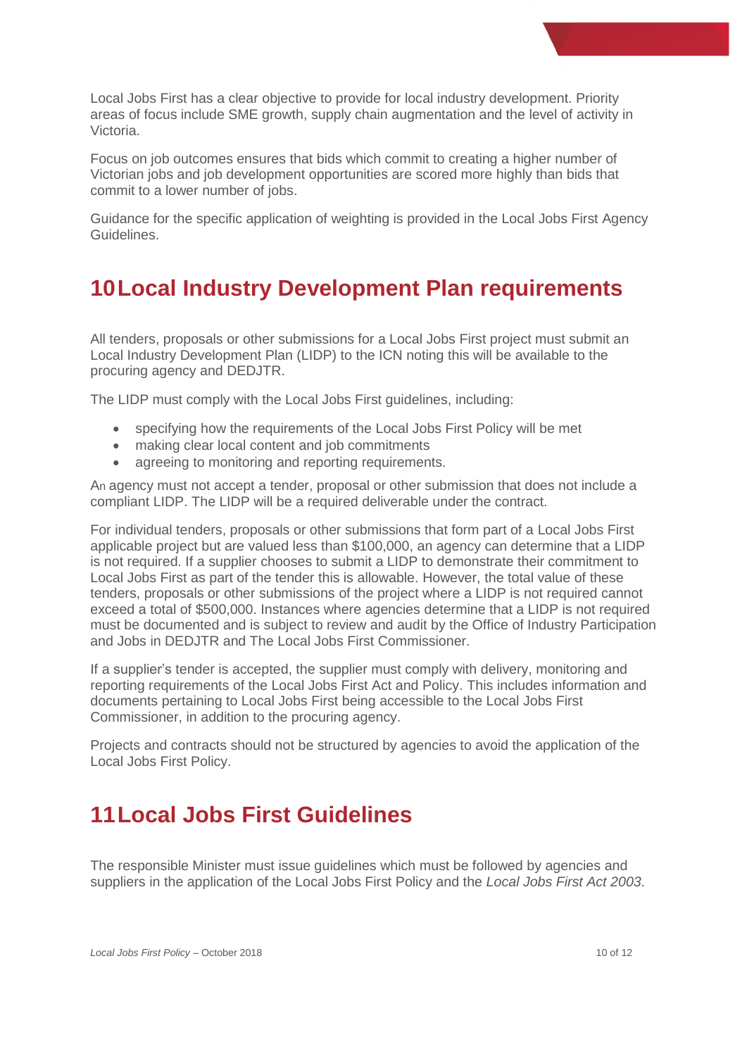Local Jobs First has a clear objective to provide for local industry development. Priority areas of focus include SME growth, supply chain augmentation and the level of activity in Victoria.

Focus on job outcomes ensures that bids which commit to creating a higher number of Victorian jobs and job development opportunities are scored more highly than bids that commit to a lower number of jobs.

Guidance for the specific application of weighting is provided in the Local Jobs First Agency Guidelines.

# 10 Local Industry Development Plan requirements

All tenders, proposals or other submissions for a Local Jobs First project must submit an Local Industry Development Plan (LIDP) to the ICN noting this will be available to the procuring agency and DEDJTR.

The LIDP must comply with the Local Jobs First guidelines, including:

- specifying how the requirements of the Local Jobs First Policy will be met
- making clear local content and job commitments
- agreeing to monitoring and reporting requirements.

An agency must not accept a tender, proposal or other submission that does not include a compliant LIDP. The LIDP will be a required deliverable under the contract.

For individual tenders, proposals or other submissions that form part of a Local Jobs First applicable project but are valued less than $100,000, an agency can determine that a LIDP is not required. If a supplier chooses to submit a LIDP to demonstrate their commitment to Local Jobs First as part of the tender this is allowable. However, the total value of these tenders, proposals or other submissions of the project where a LIDP is not required cannot exceed a total of $500,000. Instances where agencies determine that a LIDP is not required must be documented and is subject to review and audit by the Office of Industry Participation and Jobs in DEDJTR and The Local Jobs First Commissioner.

If a supplier's tender is accepted, the supplier must comply with delivery, monitoring and reporting requirements of the Local Jobs First Act and Policy. This includes information and documents pertaining to Local Jobs First being accessible to the Local Jobs First Commissioner, in addition to the procuring agency.

Projects and contracts should not be structured by agencies to avoid the application of the Local Jobs First Policy.

# 11 Local Jobs First Guidelines

The responsible Minister must issue guidelines which must be followed by agencies and suppliers in the application of the Local Jobs First Policy and the *Local Jobs First Act 2003*.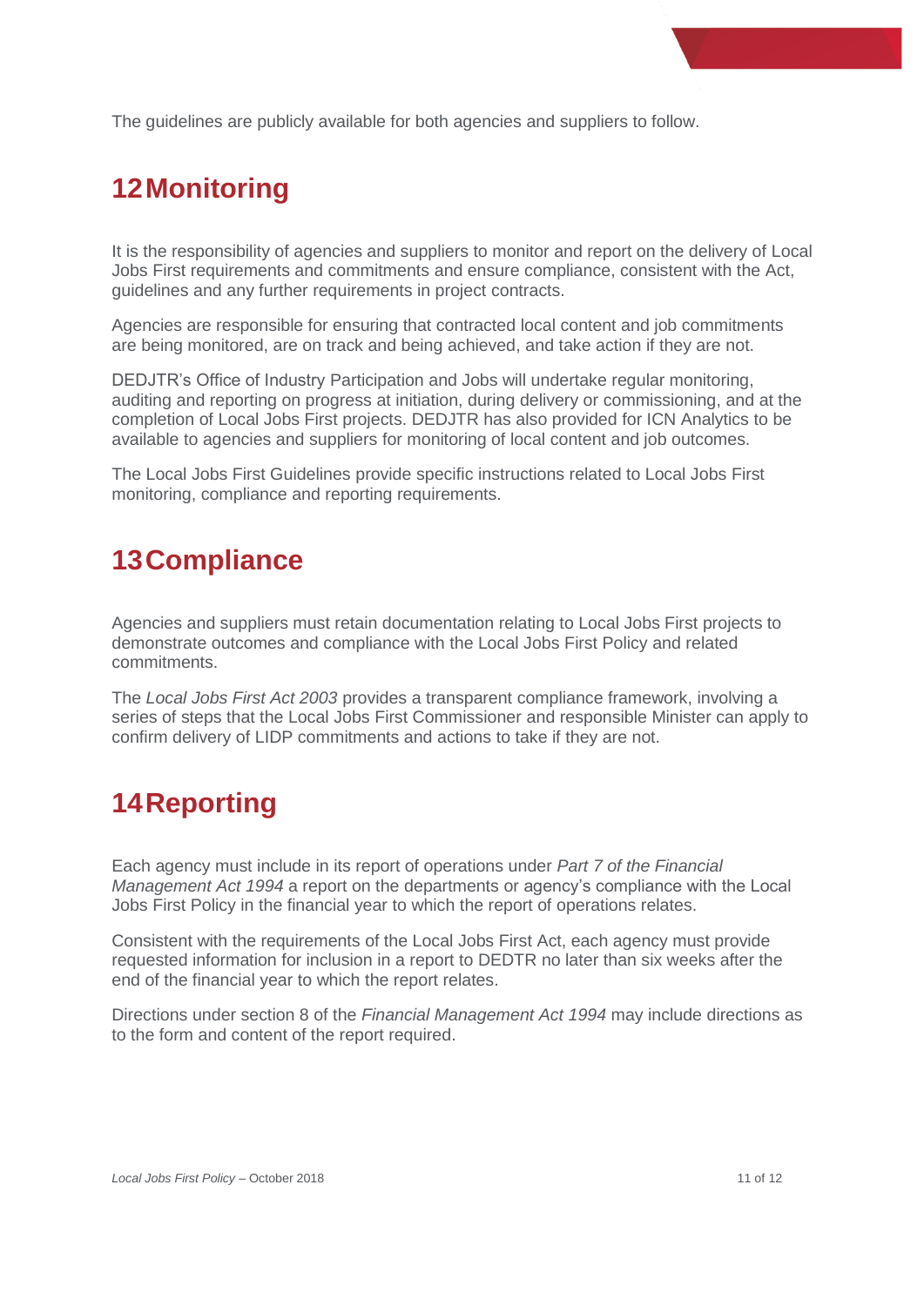The guidelines are publicly available for both agencies and suppliers to follow.

# 12 Monitoring

It is the responsibility of agencies and suppliers to monitor and report on the delivery of Local Jobs First requirements and commitments and ensure compliance, consistent with the Act, guidelines and any further requirements in project contracts.

Agencies are responsible for ensuring that contracted local content and job commitments are being monitored, are on track and being achieved, and take action if they are not.

DEDJTR's Office of Industry Participation and Jobs will undertake regular monitoring, auditing and reporting on progress at initiation, during delivery or commissioning, and at the completion of Local Jobs First projects. DEDJTR has also provided for ICN Analytics to be available to agencies and suppliers for monitoring of local content and job outcomes.

The Local Jobs First Guidelines provide specific instructions related to Local Jobs First monitoring, compliance and reporting requirements.

# 13 Compliance

Agencies and suppliers must retain documentation relating to Local Jobs First projects to demonstrate outcomes and compliance with the Local Jobs First Policy and related commitments.

The *Local Jobs First Act 2003* provides a transparent compliance framework, involving a series of steps that the Local Jobs First Commissioner and responsible Minister can apply to confirm delivery of LIDP commitments and actions to take if they are not.

# 14 Reporting

Each agency must include in its report of operations under *Part 7 of the Financial Management Act 1994* a report on the departments or agency's compliance with the Local Jobs First Policy in the financial year to which the report of operations relates.

Consistent with the requirements of the Local Jobs First Act, each agency must provide requested information for inclusion in a report to DEDTR no later than six weeks after the end of the financial year to which the report relates.

Directions under section 8 of the *Financial Management Act 1994* may include directions as to the form and content of the report required.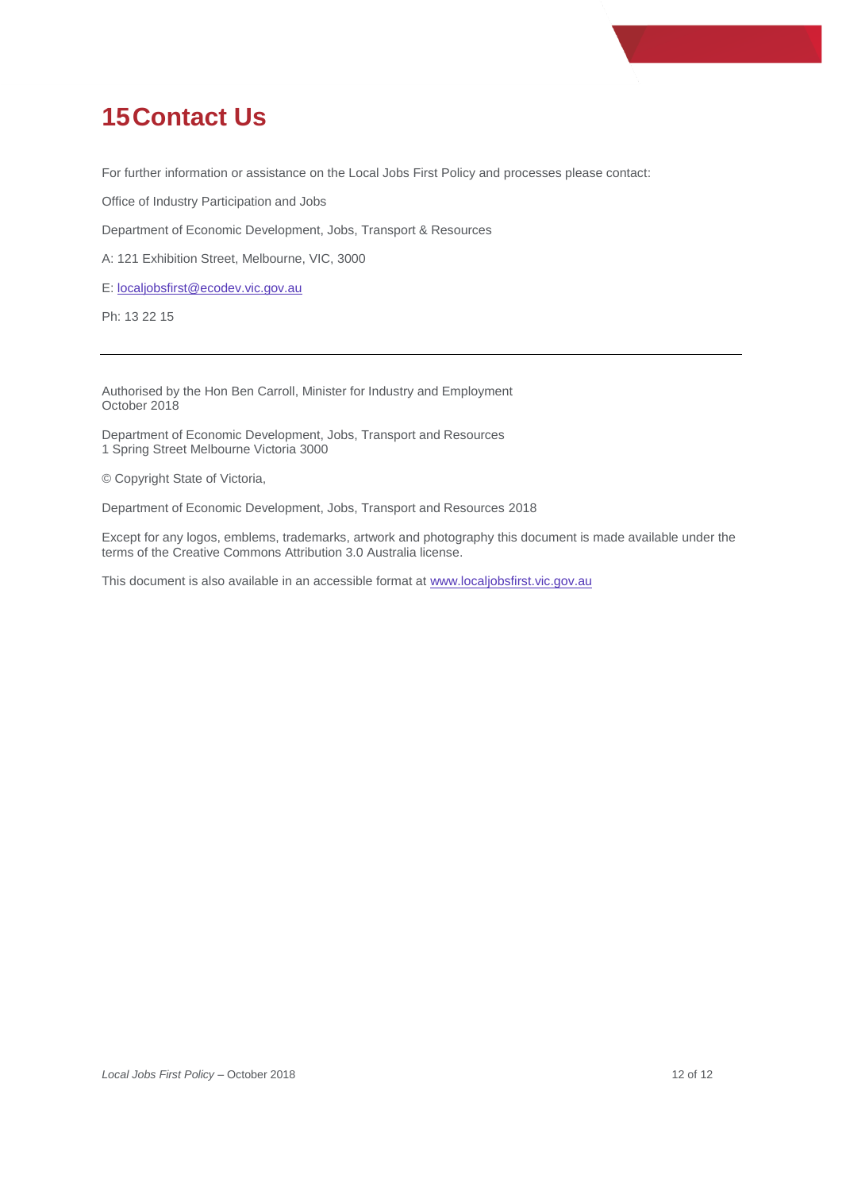# 15 Contact Us

For further information or assistance on the Local Jobs First Policy and processes please contact:

Office of Industry Participation and Jobs

Department of Economic Development, Jobs, Transport & Resources

A: 121 Exhibition Street, Melbourne, VIC, 3000

E: localjobsfirst@ecodev.vic.gov.au

Ph: 13 22 15

---

Authorised by the Hon Ben Carroll, Minister for Industry and Employment
October 2018

Department of Economic Development, Jobs, Transport and Resources
1 Spring Street Melbourne Victoria 3000

© Copyright State of Victoria,

Department of Economic Development, Jobs, Transport and Resources 2018

Except for any logos, emblems, trademarks, artwork and photography this document is made available under the terms of the Creative Commons Attribution 3.0 Australia license.

This document is also available in an accessible format at www.localjobsfirst.vic.gov.au